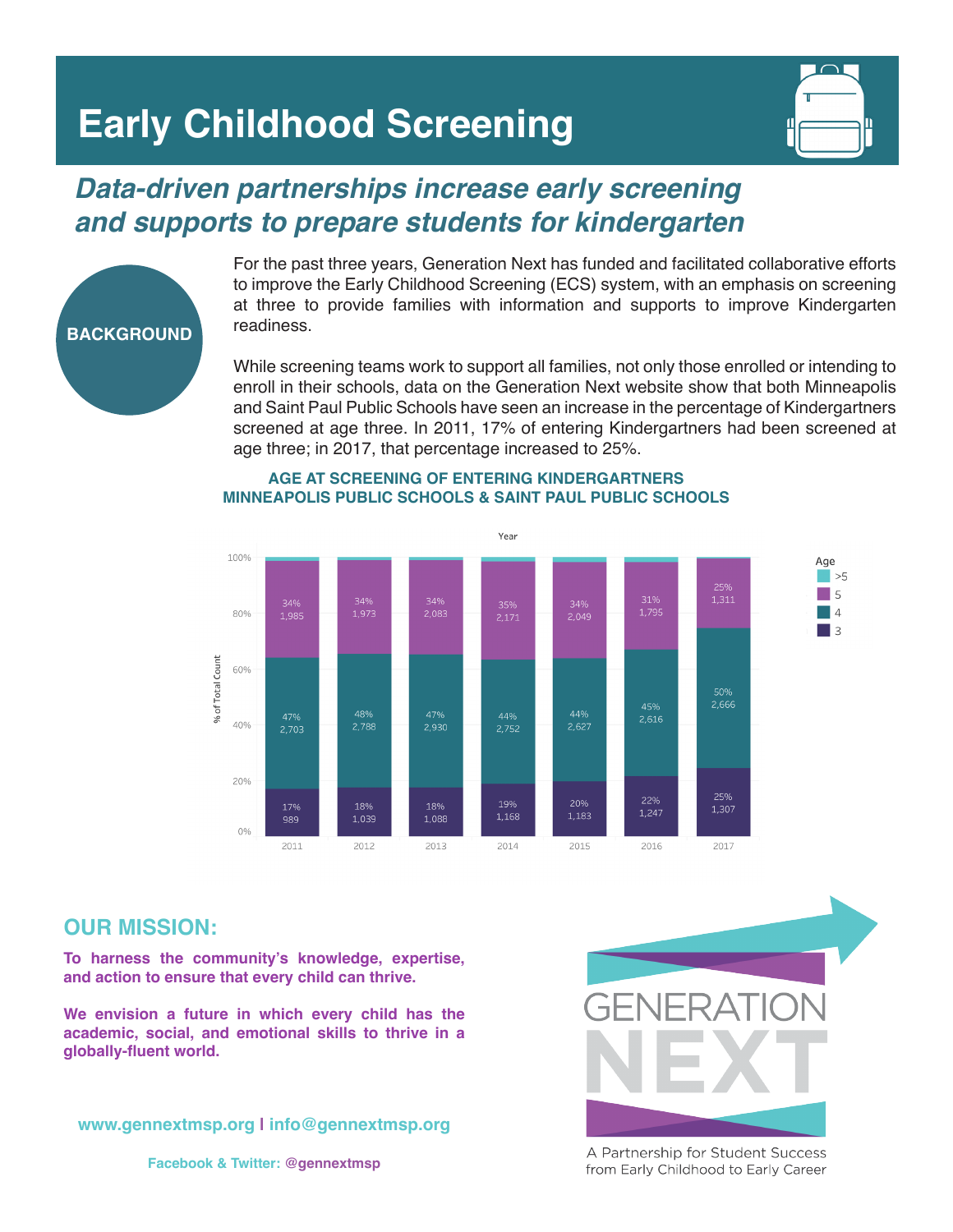# Early Childhood Screening

## *Data-driven partnerships increase early screening and supports to prepare students for kindergarten*

### BACKGROUND

For the past three years, Generation Next has funded and facilitated collaborative efforts to improve the Early Childhood Screening (ECS) system, with an emphasis on screening at three to provide families with information and supports to improve Kindergarten readiness.

While screening teams work to support all families, not only those enrolled or intending to enroll in their schools, data on the Generation Next website show that both Minneapolis and Saint Paul Public Schools have seen an increase in the percentage of Kindergartners screened at age three. In 2011, 17% of entering Kindergartners had been screened at age three; in 2017, that percentage increased to 25%.

**AGE AT SCREENING OF ENTERING KINDERGARTNERS**
**MINNEAPOLIS PUBLIC SCHOOLS & SAINT PAUL PUBLIC SCHOOLS**

| Year | Age 3 | Age 4 | Age 5 |
|---|---|---|---|
| 2011 | 17%, 989 | 47%, 2,703 | 34%, 1,985 |
| 2012 | 18%, 1,039 | 48%, 2,788 | 34%, 1,973 |
| 2013 | 18%, 1,088 | 47%, 2,930 | 34%, 2,083 |
| 2014 | 19%, 1,168 | 44%, 2,752 | 35%, 2,171 |
| 2015 | 20%, 1,183 | 44%, 2,627 | 34%, 2,049 |
| 2016 | 22%, 1,247 | 45%, 2,616 | 31%, 1,795 |
| 2017 | 25%, 1,307 | 50%, 2,666 | 25%, 1,311 |

## OUR MISSION:

**To harness the community's knowledge, expertise, and action to ensure that every child can thrive.**

**We envision a future in which every child has the academic, social, and emotional skills to thrive in a globally-fluent world.**

**www.gennextmsp.org | info@gennextmsp.org**

**Facebook & Twitter: @gennextmsp**

GENERATION NEXT

A Partnership for Student Success from Early Childhood to Early Career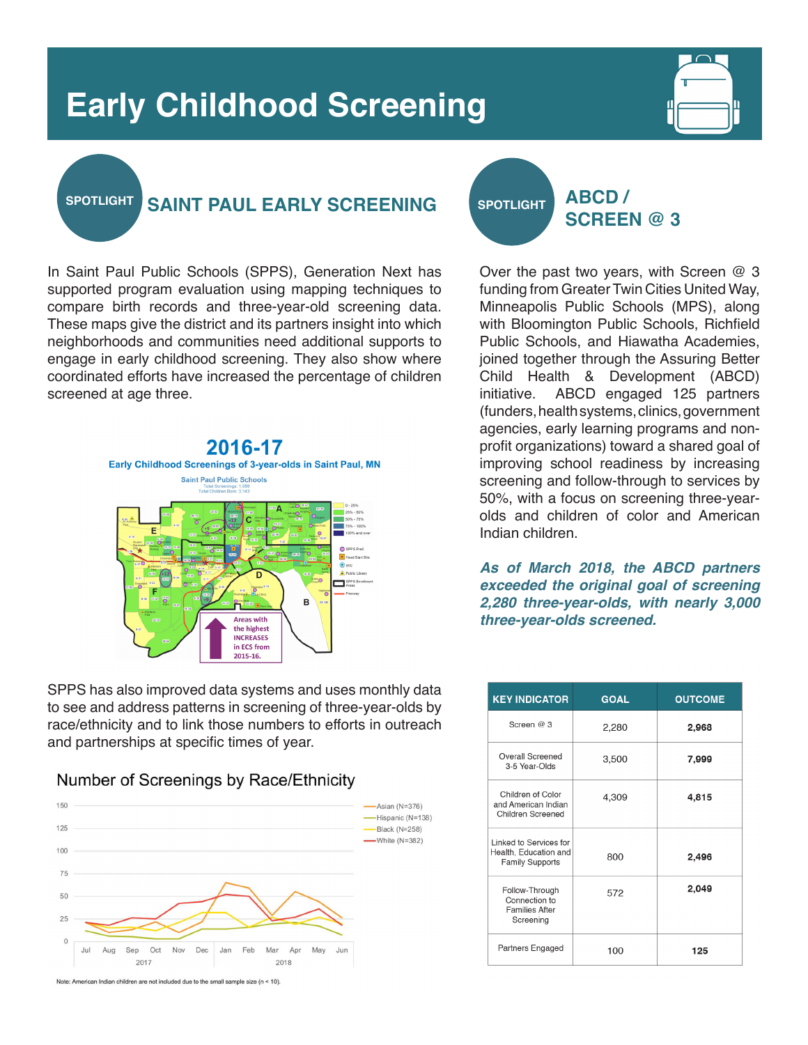# Early Childhood Screening

## SPOTLIGHT SAINT PAUL EARLY SCREENING

In Saint Paul Public Schools (SPPS), Generation Next has supported program evaluation using mapping techniques to compare birth records and three-year-old screening data. These maps give the district and its partners insight into which neighborhoods and communities need additional supports to engage in early childhood screening. They also show where coordinated efforts have increased the percentage of children screened at age three.

2016-17

Early Childhood Screenings of 3-year-olds in Saint Paul, MN

Saint Paul Public Schools

Total Screenings: 1,689

Total Children Born: 3,143

0 - 25%

25% - 50%

50% - 75%

75% - 100%

100% and over

SPPS PreK

Head Start Site

WIC

Public Library

SPPS Enrollment Areas

Freeway

Areas with the highest INCREASES in ECS from 2015-16.

SPPS has also improved data systems and uses monthly data to see and address patterns in screening of three-year-olds by race/ethnicity and to link those numbers to efforts in outreach and partnerships at specific times of year.

Number of Screenings by Race/Ethnicity

150

125

100

75

50

25

0

Jul Aug Sep Oct Nov Dec Jan Feb Mar Apr May Jun

2017 2018

Asian (N=376)

Hispanic (N=138)

Black (N=258)

White (N=382)

Note: American Indian children are not included due to the small sample size (n < 10).

## SPOTLIGHT ABCD / SCREEN @ 3

Over the past two years, with Screen @ 3 funding from Greater Twin Cities United Way, Minneapolis Public Schools (MPS), along with Bloomington Public Schools, Richfield Public Schools, and Hiawatha Academies, joined together through the Assuring Better Child Health & Development (ABCD) initiative. ABCD engaged 125 partners (funders, health systems, clinics, government agencies, early learning programs and non-profit organizations) toward a shared goal of improving school readiness by increasing screening and follow-through to services by 50%, with a focus on screening three-year-olds and children of color and American Indian children.

***As of March 2018, the ABCD partners exceeded the original goal of screening 2,280 three-year-olds, with nearly 3,000 three-year-olds screened.***

| KEY INDICATOR | GOAL | OUTCOME |
|---|---|---|
| Screen @ 3 | 2,280 | **2,968** |
| Overall Screened 3-5 Year-Olds | 3,500 | **7,999** |
| Children of Color and American Indian Children Screened | 4,309 | **4,815** |
| Linked to Services for Health, Education and Family Supports | 800 | **2,496** |
| Follow-Through Connection to Families After Screening | 572 | **2,049** |
| Partners Engaged | 100 | **125** |